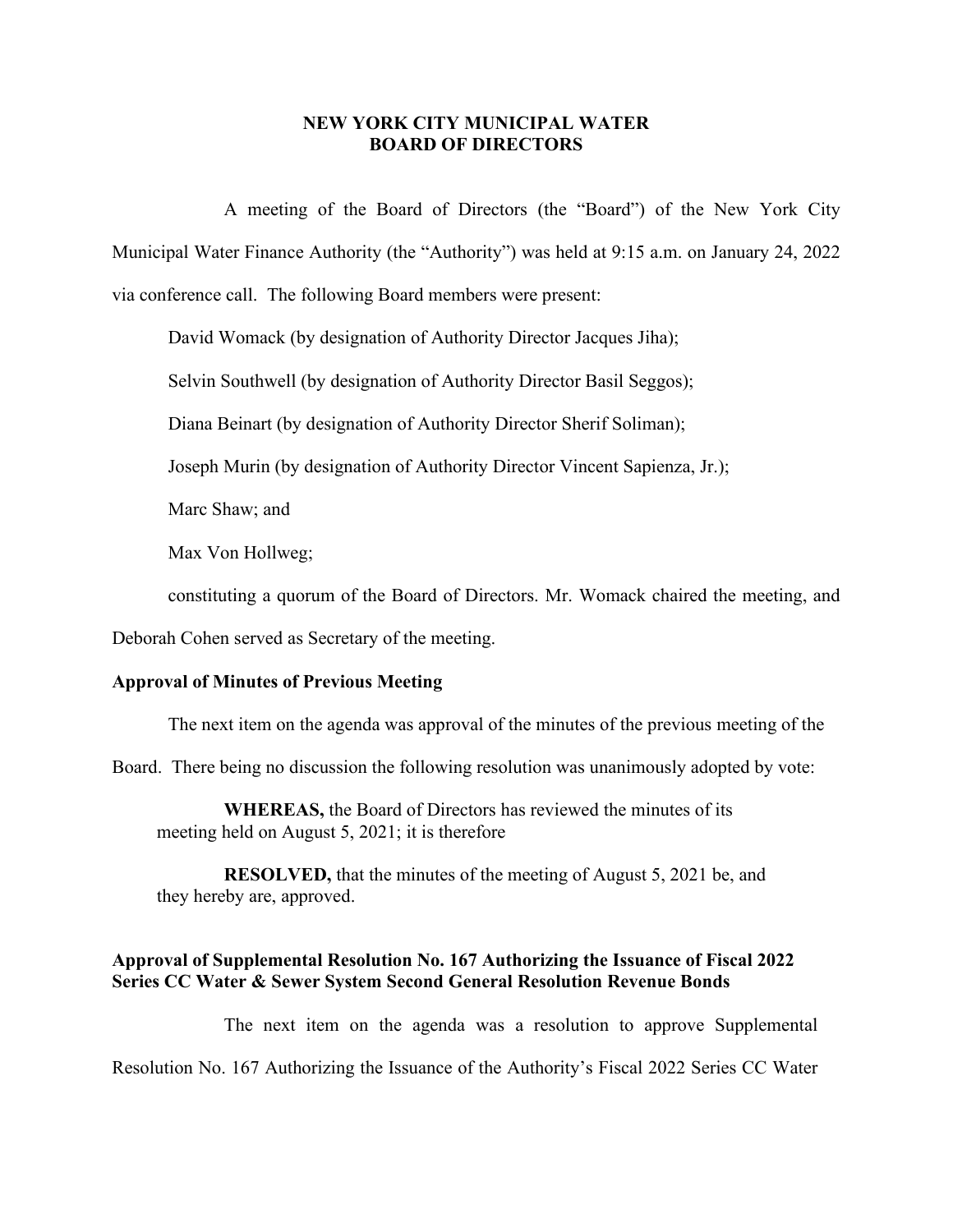# NEW YORK CITY MUNICIPAL WATER BOARD OF DIRECTORS

A meeting of the Board of Directors (the "Board") of the New York City Municipal Water Finance Authority (the "Authority") was held at 9:15 a.m. on January 24, 2022 via conference call. The following Board members were present:

David Womack (by designation of Authority Director Jacques Jiha);

Selvin Southwell (by designation of Authority Director Basil Seggos);

Diana Beinart (by designation of Authority Director Sherif Soliman);

Joseph Murin (by designation of Authority Director Vincent Sapienza, Jr.);

Marc Shaw; and

Max Von Hollweg;

constituting a quorum of the Board of Directors. Mr. Womack chaired the meeting, and Deborah Cohen served as Secretary of the meeting.

**Approval of Minutes of Previous Meeting**

The next item on the agenda was approval of the minutes of the previous meeting of the Board. There being no discussion the following resolution was unanimously adopted by vote:

> **WHEREAS,** the Board of Directors has reviewed the minutes of its meeting held on August 5, 2021; it is therefore
>
> **RESOLVED,** that the minutes of the meeting of August 5, 2021 be, and they hereby are, approved.

**Approval of Supplemental Resolution No. 167 Authorizing the Issuance of Fiscal 2022 Series CC Water & Sewer System Second General Resolution Revenue Bonds**

The next item on the agenda was a resolution to approve Supplemental Resolution No. 167 Authorizing the Issuance of the Authority's Fiscal 2022 Series CC Water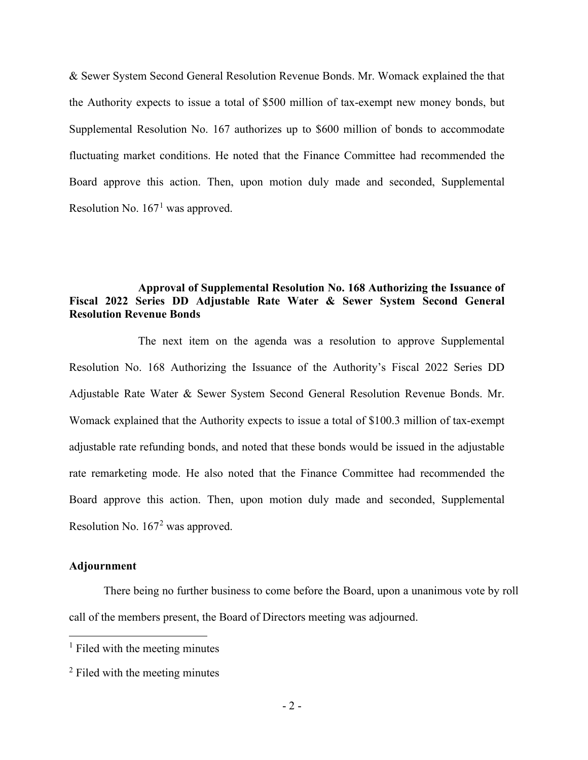& Sewer System Second General Resolution Revenue Bonds. Mr. Womack explained the that the Authority expects to issue a total of $500 million of tax-exempt new money bonds, but Supplemental Resolution No. 167 authorizes up to $600 million of bonds to accommodate fluctuating market conditions. He noted that the Finance Committee had recommended the Board approve this action. Then, upon motion duly made and seconded, Supplemental Resolution No. 167[1] was approved.

**Approval of Supplemental Resolution No. 168 Authorizing the Issuance of Fiscal 2022 Series DD Adjustable Rate Water & Sewer System Second General Resolution Revenue Bonds**

The next item on the agenda was a resolution to approve Supplemental Resolution No. 168 Authorizing the Issuance of the Authority's Fiscal 2022 Series DD Adjustable Rate Water & Sewer System Second General Resolution Revenue Bonds. Mr. Womack explained that the Authority expects to issue a total of $100.3 million of tax-exempt adjustable rate refunding bonds, and noted that these bonds would be issued in the adjustable rate remarketing mode. He also noted that the Finance Committee had recommended the Board approve this action. Then, upon motion duly made and seconded, Supplemental Resolution No. 167[2] was approved.

**Adjournment**

There being no further business to come before the Board, upon a unanimous vote by roll call of the members present, the Board of Directors meeting was adjourned.

[1] Filed with the meeting minutes

[2] Filed with the meeting minutes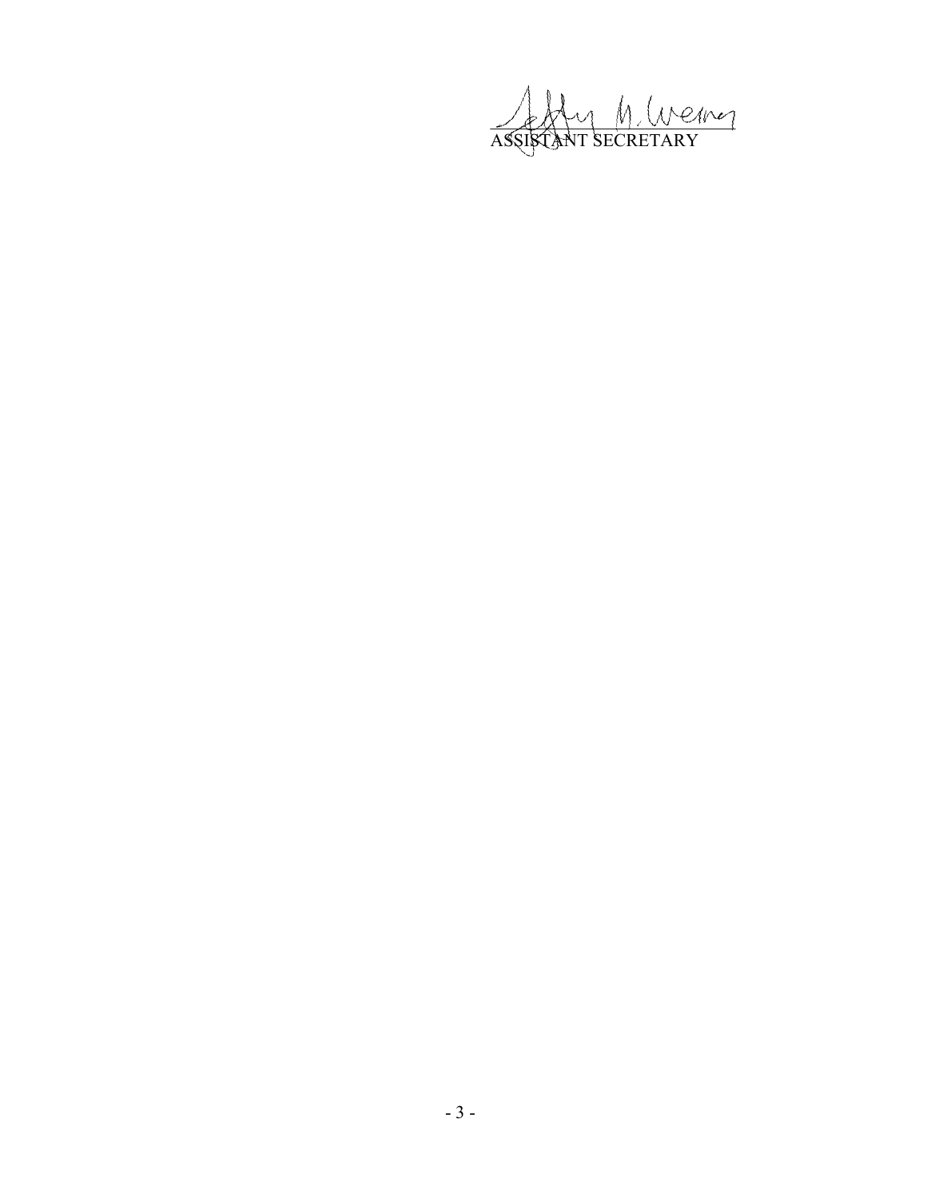ASSISTANT SECRETARY